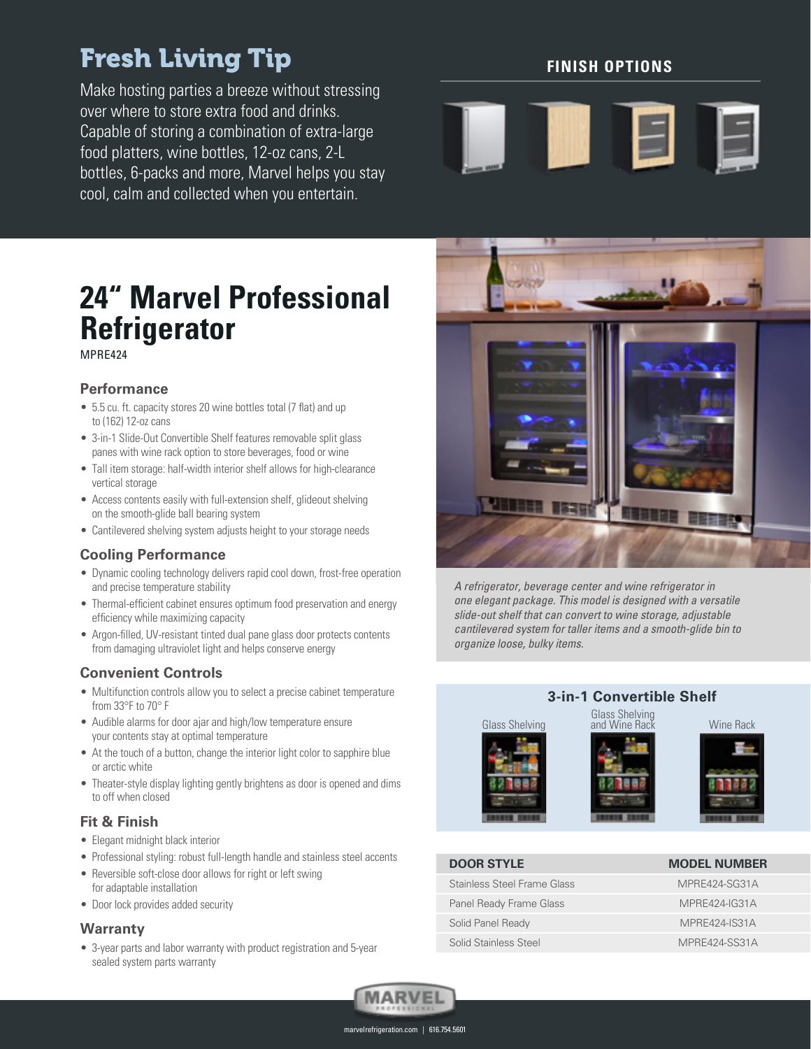## Fresh Living Tip

Make hosting parties a breeze without stressing over where to store extra food and drinks. Capable of storing a combination of extra-large food platters, wine bottles, 12-oz cans, 2-L bottles, 6-packs and more, Marvel helps you stay cool, calm and collected when you entertain.

**FINISH OPTIONS**

# 24" Marvel Professional Refrigerator

MPRE424

### Performance

- 5.5 cu. ft. capacity stores 20 wine bottles total (7 flat) and up to (162) 12-oz cans
- 3-in-1 Slide-Out Convertible Shelf features removable split glass panes with wine rack option to store beverages, food or wine
- Tall item storage: half-width interior shelf allows for high-clearance vertical storage
- Access contents easily with full-extension shelf, glideout shelving on the smooth-glide ball bearing system
- Cantilevered shelving system adjusts height to your storage needs

### Cooling Performance

- Dynamic cooling technology delivers rapid cool down, frost-free operation and precise temperature stability
- Thermal-efficient cabinet ensures optimum food preservation and energy efficiency while maximizing capacity
- Argon-filled, UV-resistant tinted dual pane glass door protects contents from damaging ultraviolet light and helps conserve energy

### Convenient Controls

- Multifunction controls allow you to select a precise cabinet temperature from 33°F to 70° F
- Audible alarms for door ajar and high/low temperature ensure your contents stay at optimal temperature
- At the touch of a button, change the interior light color to sapphire blue or arctic white
- Theater-style display lighting gently brightens as door is opened and dims to off when closed

### Fit & Finish

- Elegant midnight black interior
- Professional styling: robust full-length handle and stainless steel accents
- Reversible soft-close door allows for right or left swing for adaptable installation
- Door lock provides added security

### Warranty

- 3-year parts and labor warranty with product registration and 5-year sealed system parts warranty

*A refrigerator, beverage center and wine refrigerator in one elegant package. This model is designed with a versatile slide-out shelf that can convert to wine storage, adjustable cantilevered system for taller items and a smooth-glide bin to organize loose, bulky items.*

### 3-in-1 Convertible Shelf

Glass Shelving | Glass Shelving and Wine Rack | Wine Rack

| DOOR STYLE | MODEL NUMBER |
|---|---|
| Stainless Steel Frame Glass | MPRE424-SG31A |
| Panel Ready Frame Glass | MPRE424-IG31A |
| Solid Panel Ready | MPRE424-IS31A |
| Solid Stainless Steel | MPRE424-SS31A |

marvelrefrigeration.com | 616.754.5601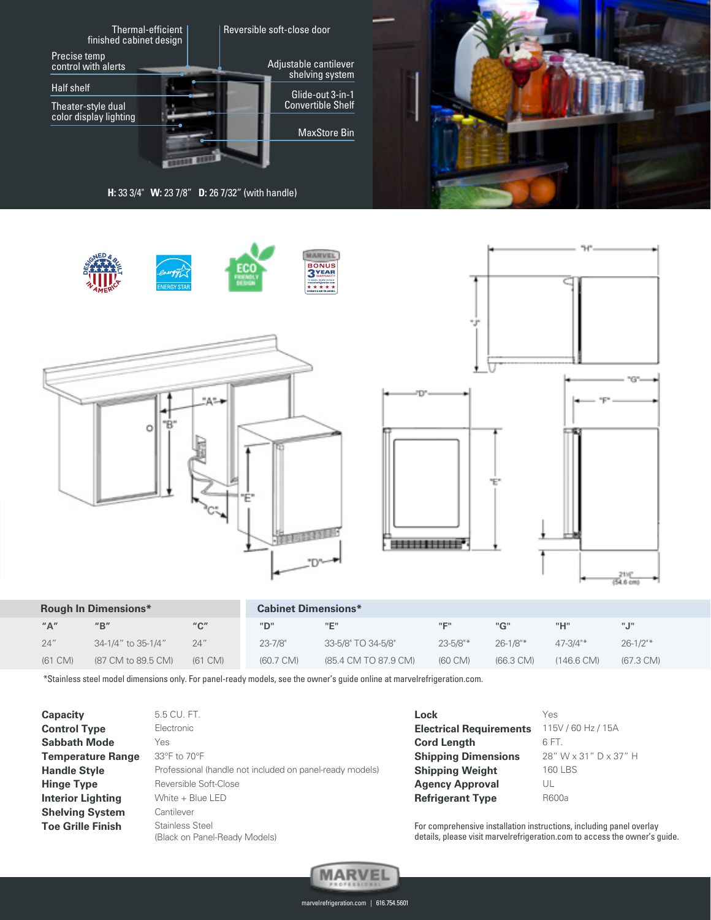Thermal-efficient finished cabinet design

Reversible soft-close door

Precise temp control with alerts

Adjustable cantilever shelving system

Half shelf

Glide-out 3-in-1 Convertible Shelf

Theater-style dual color display lighting

MaxStore Bin

**H:** 33 3/4" **W:** 23 7/8" **D:** 26 7/32" (with handle)

| Rough In Dimensions* | | | Cabinet Dimensions* | | | | | |
|---|---|---|---|---|---|---|---|---|
| "A" | "B" | "C" | "D" | "E" | "F" | "G" | "H" | "J" |
| 24" | 34-1/4" to 35-1/4" | 24" | 23-7/8" | 33-5/8" TO 34-5/8" | 23-5/8"* | 26-1/8"* | 47-3/4"* | 26-1/2"* |
| (61 CM) | (87 CM to 89.5 CM) | (61 CM) | (60.7 CM) | (85.4 CM TO 87.9 CM) | (60 CM) | (66.3 CM) | (146.6 CM) | (67.3 CM) |

*Stainless steel model dimensions only. For panel-ready models, see the owner's guide online at marvelrefrigeration.com.

| | |
|---|---|
| **Capacity** | 5.5 CU. FT. |
| **Control Type** | Electronic |
| **Sabbath Mode** | Yes |
| **Temperature Range** | 33°F to 70°F |
| **Handle Style** | Professional (handle not included on panel-ready models) |
| **Hinge Type** | Reversible Soft-Close |
| **Interior Lighting** | White + Blue LED |
| **Shelving System** | Cantilever |
| **Toe Grille Finish** | Stainless Steel (Black on Panel-Ready Models) |
| **Lock** | Yes |
| **Electrical Requirements** | 115V / 60 Hz / 15A |
| **Cord Length** | 6 FT. |
| **Shipping Dimensions** | 28" W x 31" D x 37" H |
| **Shipping Weight** | 160 LBS |
| **Agency Approval** | UL |
| **Refrigerant Type** | R600a |

For comprehensive installation instructions, including panel overlay details, please visit marvelrefrigeration.com to access the owner's guide.

marvelrefrigeration.com | 616.754.5601